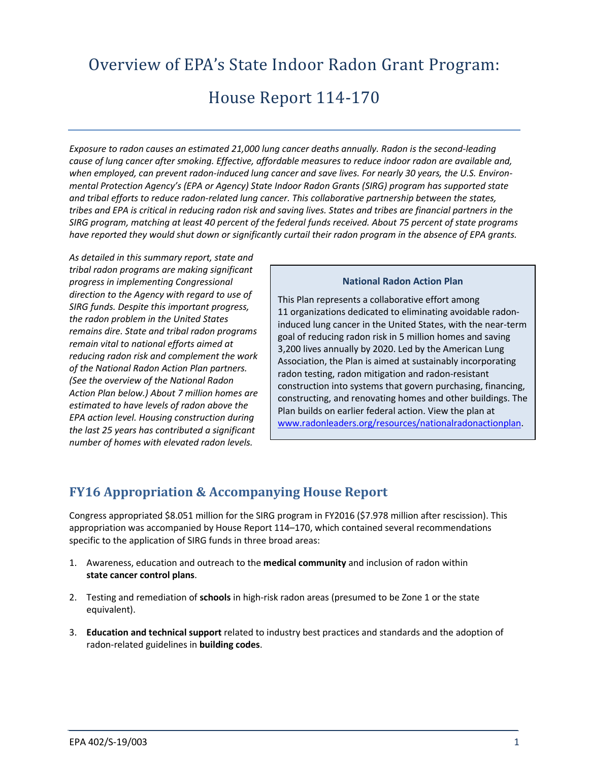# Overview of EPA's State Indoor Radon Grant Program: House Report 114-170

*Exposure to radon causes an estimated 21,000 lung cancer deaths annually. Radon is the second-leading cause of lung cancer after smoking. Effective, affordable measures to reduce indoor radon are available and, when employed, can prevent radon-induced lung cancer and save lives. For nearly 30 years, the U.S. Environmental Protection Agency's (EPA or Agency) State Indoor Radon Grants (SIRG) program has supported state and tribal efforts to reduce radon-related lung cancer. This collaborative partnership between the states, tribes and EPA is critical in reducing radon risk and saving lives. States and tribes are financial partners in the SIRG program, matching at least 40 percent of the federal funds received. About 75 percent of state programs have reported they would shut down or significantly curtail their radon program in the absence of EPA grants.*

*As detailed in this summary report, state and tribal radon programs are making significant progress in implementing Congressional direction to the Agency with regard to use of SIRG funds. Despite this important progress, the radon problem in the United States remains dire. State and tribal radon programs remain vital to national efforts aimed at reducing radon risk and complement the work of the National Radon Action Plan partners. (See the overview of the National Radon Action Plan below.) About 7 million homes are estimated to have levels of radon above the EPA action level. Housing construction during the last 25 years has contributed a significant number of homes with elevated radon levels.*

> **National Radon Action Plan**
>
> This Plan represents a collaborative effort among 11 organizations dedicated to eliminating avoidable radon-induced lung cancer in the United States, with the near-term goal of reducing radon risk in 5 million homes and saving 3,200 lives annually by 2020. Led by the American Lung Association, the Plan is aimed at sustainably incorporating radon testing, radon mitigation and radon-resistant construction into systems that govern purchasing, financing, constructing, and renovating homes and other buildings. The Plan builds on earlier federal action. View the plan at [www.radonleaders.org/resources/nationalradonactionplan](www.radonleaders.org/resources/nationalradonactionplan).

## FY16 Appropriation & Accompanying House Report

Congress appropriated $8.051 million for the SIRG program in FY2016 ($7.978 million after rescission). This appropriation was accompanied by House Report 114–170, which contained several recommendations specific to the application of SIRG funds in three broad areas:

1. Awareness, education and outreach to the **medical community** and inclusion of radon within **state cancer control plans**.
2. Testing and remediation of **schools** in high-risk radon areas (presumed to be Zone 1 or the state equivalent).
3. **Education and technical support** related to industry best practices and standards and the adoption of radon-related guidelines in **building codes**.

EPA 402/S-19/003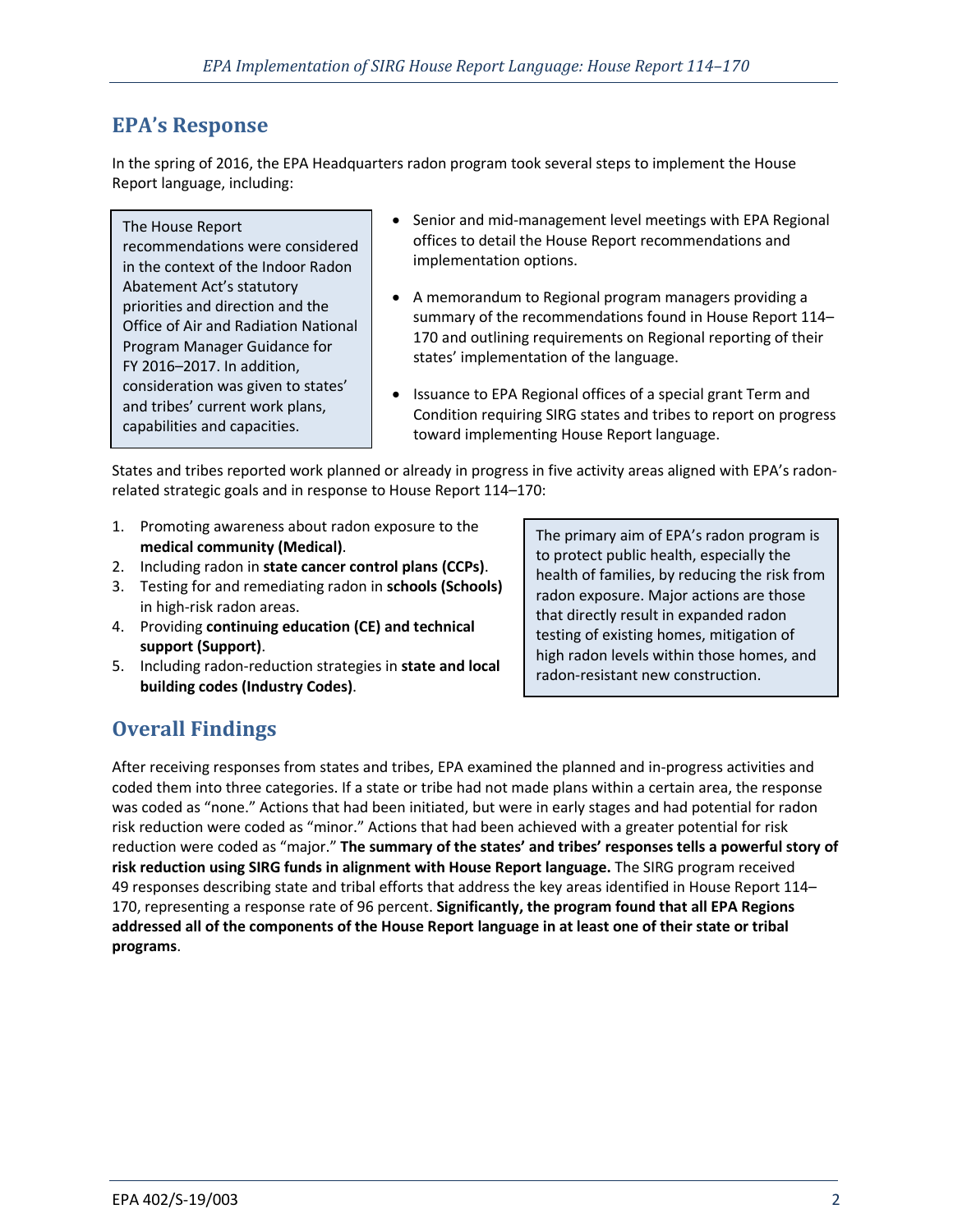## EPA's Response

In the spring of 2016, the EPA Headquarters radon program took several steps to implement the House Report language, including:

> The House Report recommendations were considered in the context of the Indoor Radon Abatement Act's statutory priorities and direction and the Office of Air and Radiation National Program Manager Guidance for FY 2016–2017. In addition, consideration was given to states' and tribes' current work plans, capabilities and capacities.

- Senior and mid-management level meetings with EPA Regional offices to detail the House Report recommendations and implementation options.
- A memorandum to Regional program managers providing a summary of the recommendations found in House Report 114–170 and outlining requirements on Regional reporting of their states' implementation of the language.
- Issuance to EPA Regional offices of a special grant Term and Condition requiring SIRG states and tribes to report on progress toward implementing House Report language.

States and tribes reported work planned or already in progress in five activity areas aligned with EPA's radon-related strategic goals and in response to House Report 114–170:

1. Promoting awareness about radon exposure to the **medical community (Medical)**.
2. Including radon in **state cancer control plans (CCPs)**.
3. Testing for and remediating radon in **schools (Schools)** in high-risk radon areas.
4. Providing **continuing education (CE) and technical support (Support)**.
5. Including radon-reduction strategies in **state and local building codes (Industry Codes)**.

> The primary aim of EPA's radon program is to protect public health, especially the health of families, by reducing the risk from radon exposure. Major actions are those that directly result in expanded radon testing of existing homes, mitigation of high radon levels within those homes, and radon-resistant new construction.

## Overall Findings

After receiving responses from states and tribes, EPA examined the planned and in-progress activities and coded them into three categories. If a state or tribe had not made plans within a certain area, the response was coded as "none." Actions that had been initiated, but were in early stages and had potential for radon risk reduction were coded as "minor." Actions that had been achieved with a greater potential for risk reduction were coded as "major." **The summary of the states' and tribes' responses tells a powerful story of risk reduction using SIRG funds in alignment with House Report language.** The SIRG program received 49 responses describing state and tribal efforts that address the key areas identified in House Report 114–170, representing a response rate of 96 percent. **Significantly, the program found that all EPA Regions addressed all of the components of the House Report language in at least one of their state or tribal programs**.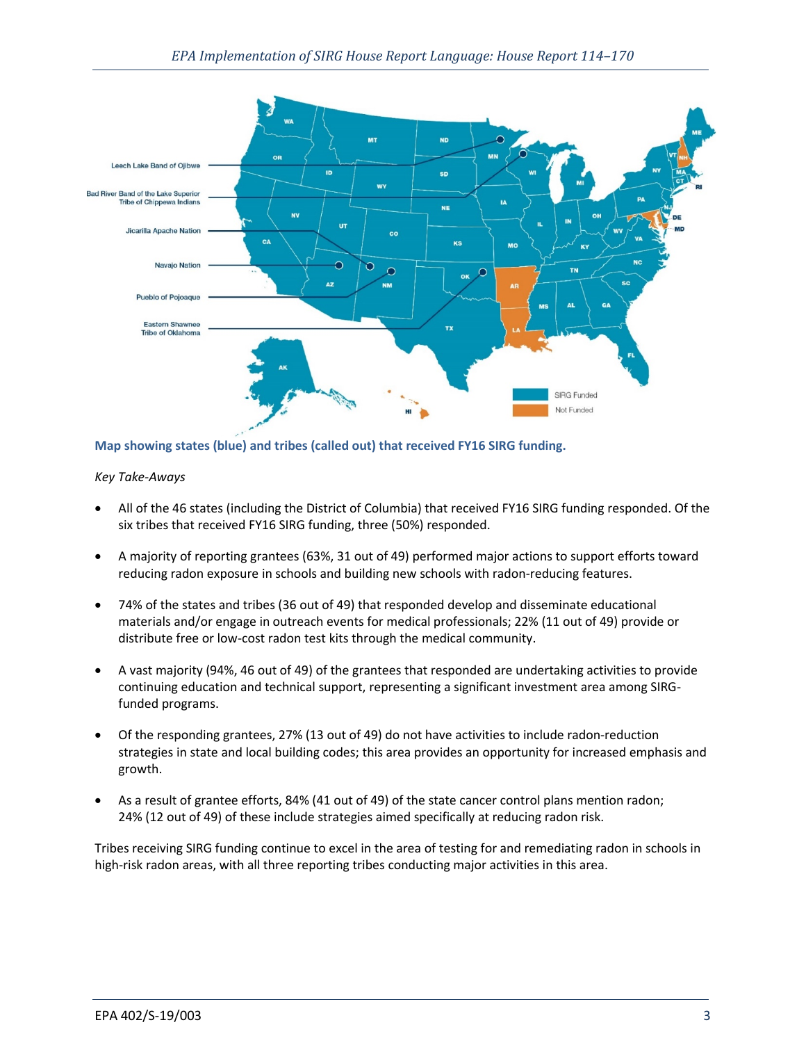**Map showing states (blue) and tribes (called out) that received FY16 SIRG funding.**

*Key Take-Aways*

- All of the 46 states (including the District of Columbia) that received FY16 SIRG funding responded. Of the six tribes that received FY16 SIRG funding, three (50%) responded.
- A majority of reporting grantees (63%, 31 out of 49) performed major actions to support efforts toward reducing radon exposure in schools and building new schools with radon-reducing features.
- 74% of the states and tribes (36 out of 49) that responded develop and disseminate educational materials and/or engage in outreach events for medical professionals; 22% (11 out of 49) provide or distribute free or low-cost radon test kits through the medical community.
- A vast majority (94%, 46 out of 49) of the grantees that responded are undertaking activities to provide continuing education and technical support, representing a significant investment area among SIRG-funded programs.
- Of the responding grantees, 27% (13 out of 49) do not have activities to include radon-reduction strategies in state and local building codes; this area provides an opportunity for increased emphasis and growth.
- As a result of grantee efforts, 84% (41 out of 49) of the state cancer control plans mention radon; 24% (12 out of 49) of these include strategies aimed specifically at reducing radon risk.

Tribes receiving SIRG funding continue to excel in the area of testing for and remediating radon in schools in high-risk radon areas, with all three reporting tribes conducting major activities in this area.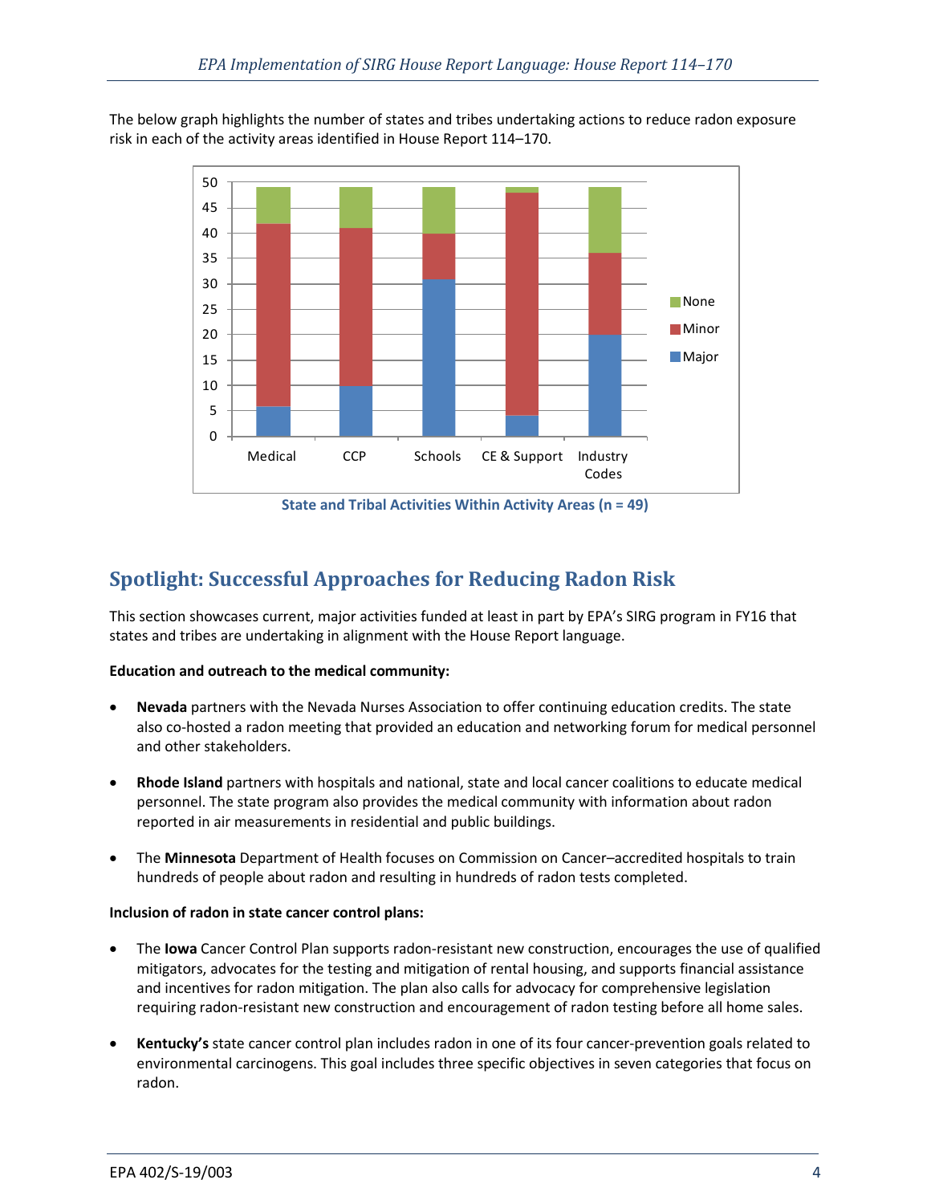The below graph highlights the number of states and tribes undertaking actions to reduce radon exposure risk in each of the activity areas identified in House Report 114–170.

State and Tribal Activities Within Activity Areas (n = 49)

## Spotlight: Successful Approaches for Reducing Radon Risk

This section showcases current, major activities funded at least in part by EPA's SIRG program in FY16 that states and tribes are undertaking in alignment with the House Report language.

**Education and outreach to the medical community:**

- **Nevada** partners with the Nevada Nurses Association to offer continuing education credits. The state also co-hosted a radon meeting that provided an education and networking forum for medical personnel and other stakeholders.
- **Rhode Island** partners with hospitals and national, state and local cancer coalitions to educate medical personnel. The state program also provides the medical community with information about radon reported in air measurements in residential and public buildings.
- The **Minnesota** Department of Health focuses on Commission on Cancer–accredited hospitals to train hundreds of people about radon and resulting in hundreds of radon tests completed.

**Inclusion of radon in state cancer control plans:**

- The **Iowa** Cancer Control Plan supports radon-resistant new construction, encourages the use of qualified mitigators, advocates for the testing and mitigation of rental housing, and supports financial assistance and incentives for radon mitigation. The plan also calls for advocacy for comprehensive legislation requiring radon-resistant new construction and encouragement of radon testing before all home sales.
- **Kentucky's** state cancer control plan includes radon in one of its four cancer-prevention goals related to environmental carcinogens. This goal includes three specific objectives in seven categories that focus on radon.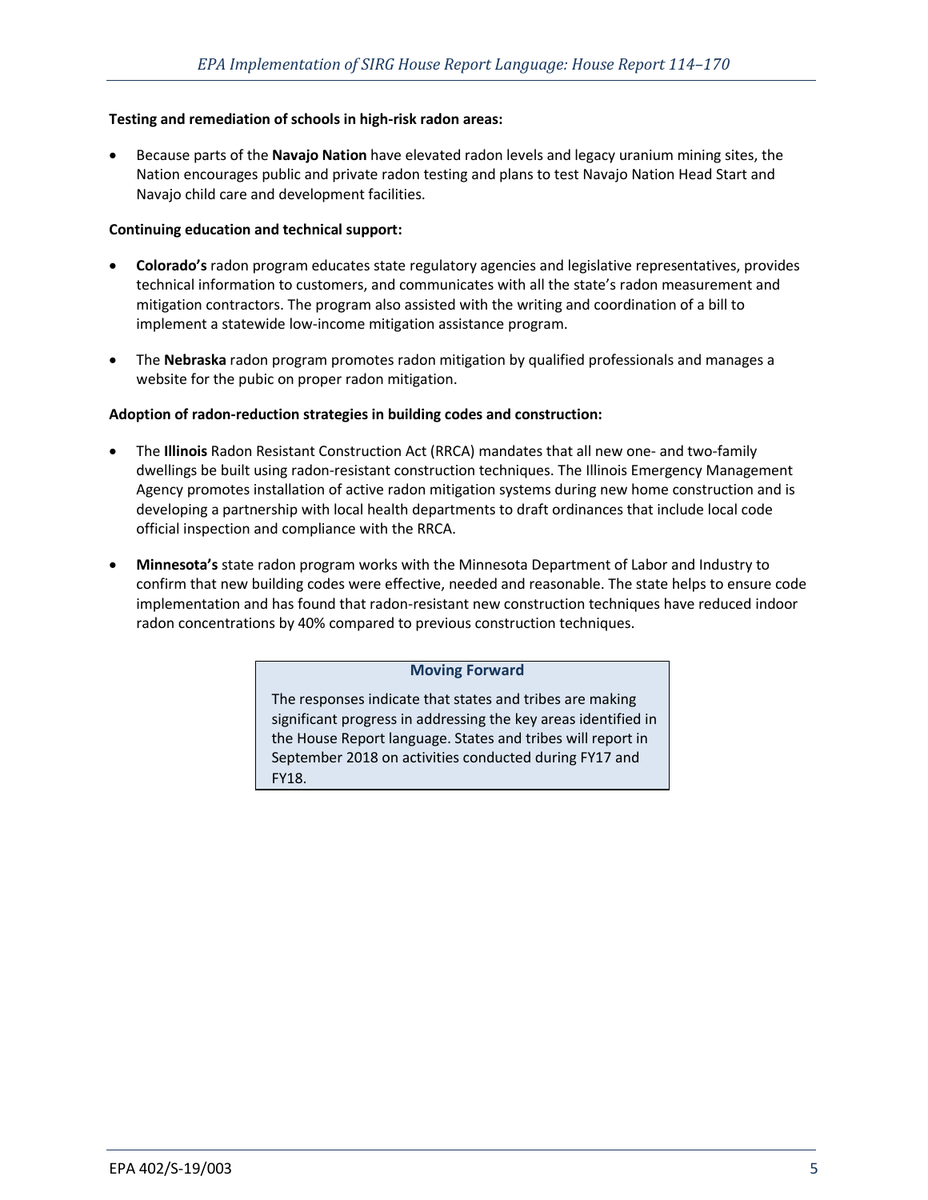**Testing and remediation of schools in high-risk radon areas:**

- Because parts of the **Navajo Nation** have elevated radon levels and legacy uranium mining sites, the Nation encourages public and private radon testing and plans to test Navajo Nation Head Start and Navajo child care and development facilities.

**Continuing education and technical support:**

- **Colorado's** radon program educates state regulatory agencies and legislative representatives, provides technical information to customers, and communicates with all the state's radon measurement and mitigation contractors. The program also assisted with the writing and coordination of a bill to implement a statewide low-income mitigation assistance program.

- The **Nebraska** radon program promotes radon mitigation by qualified professionals and manages a website for the pubic on proper radon mitigation.

**Adoption of radon-reduction strategies in building codes and construction:**

- The **Illinois** Radon Resistant Construction Act (RRCA) mandates that all new one- and two-family dwellings be built using radon-resistant construction techniques. The Illinois Emergency Management Agency promotes installation of active radon mitigation systems during new home construction and is developing a partnership with local health departments to draft ordinances that include local code official inspection and compliance with the RRCA.

- **Minnesota's** state radon program works with the Minnesota Department of Labor and Industry to confirm that new building codes were effective, needed and reasonable. The state helps to ensure code implementation and has found that radon-resistant new construction techniques have reduced indoor radon concentrations by 40% compared to previous construction techniques.

**Moving Forward**

The responses indicate that states and tribes are making significant progress in addressing the key areas identified in the House Report language. States and tribes will report in September 2018 on activities conducted during FY17 and FY18.